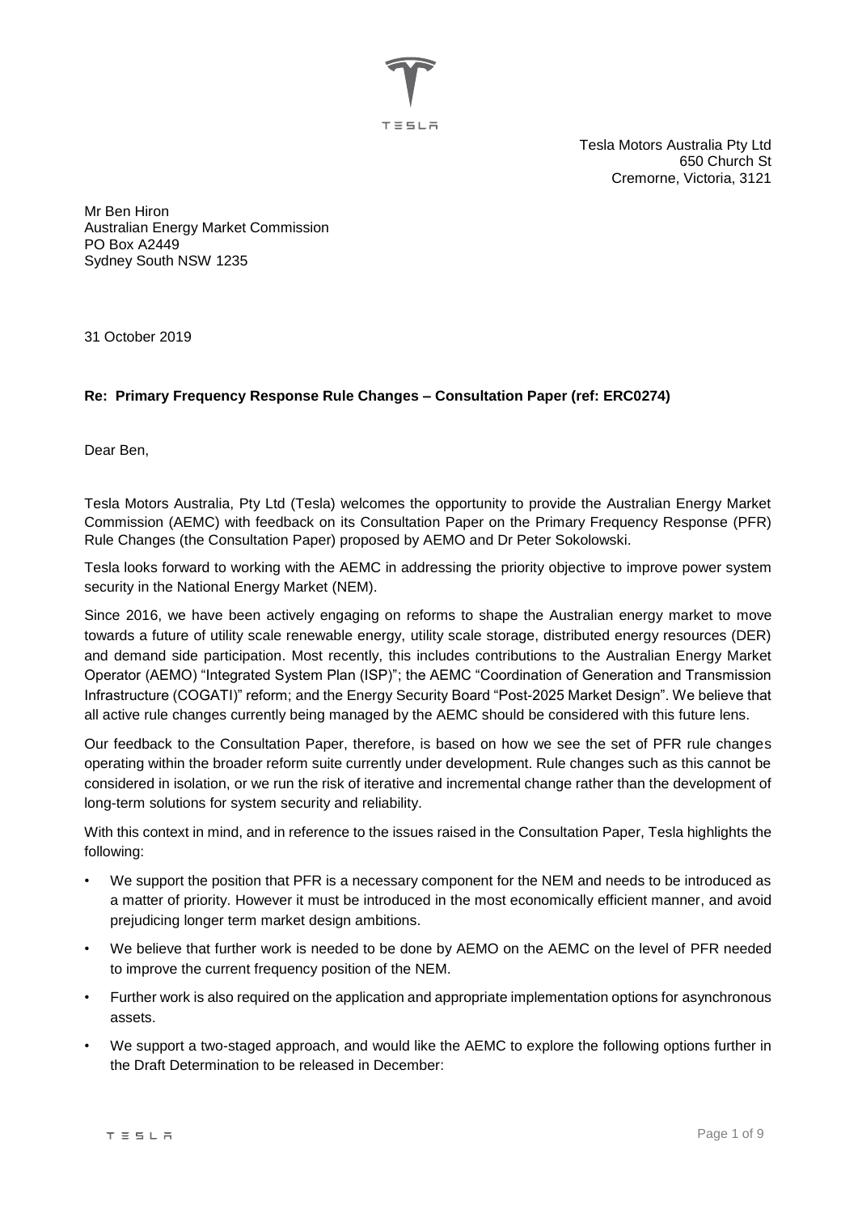Tesla Motors Australia Pty Ltd
650 Church St
Cremorne, Victoria, 3121

Mr Ben Hiron
Australian Energy Market Commission
PO Box A2449
Sydney South NSW 1235

31 October 2019

**Re: Primary Frequency Response Rule Changes – Consultation Paper (ref: ERC0274)**

Dear Ben,

Tesla Motors Australia, Pty Ltd (Tesla) welcomes the opportunity to provide the Australian Energy Market Commission (AEMC) with feedback on its Consultation Paper on the Primary Frequency Response (PFR) Rule Changes (the Consultation Paper) proposed by AEMO and Dr Peter Sokolowski.

Tesla looks forward to working with the AEMC in addressing the priority objective to improve power system security in the National Energy Market (NEM).

Since 2016, we have been actively engaging on reforms to shape the Australian energy market to move towards a future of utility scale renewable energy, utility scale storage, distributed energy resources (DER) and demand side participation. Most recently, this includes contributions to the Australian Energy Market Operator (AEMO) "Integrated System Plan (ISP)"; the AEMC "Coordination of Generation and Transmission Infrastructure (COGATI)" reform; and the Energy Security Board "Post-2025 Market Design". We believe that all active rule changes currently being managed by the AEMC should be considered with this future lens.

Our feedback to the Consultation Paper, therefore, is based on how we see the set of PFR rule changes operating within the broader reform suite currently under development. Rule changes such as this cannot be considered in isolation, or we run the risk of iterative and incremental change rather than the development of long-term solutions for system security and reliability.

With this context in mind, and in reference to the issues raised in the Consultation Paper, Tesla highlights the following:

- We support the position that PFR is a necessary component for the NEM and needs to be introduced as a matter of priority. However it must be introduced in the most economically efficient manner, and avoid prejudicing longer term market design ambitions.
- We believe that further work is needed to be done by AEMO on the AEMC on the level of PFR needed to improve the current frequency position of the NEM.
- Further work is also required on the application and appropriate implementation options for asynchronous assets.
- We support a two-staged approach, and would like the AEMC to explore the following options further in the Draft Determination to be released in December: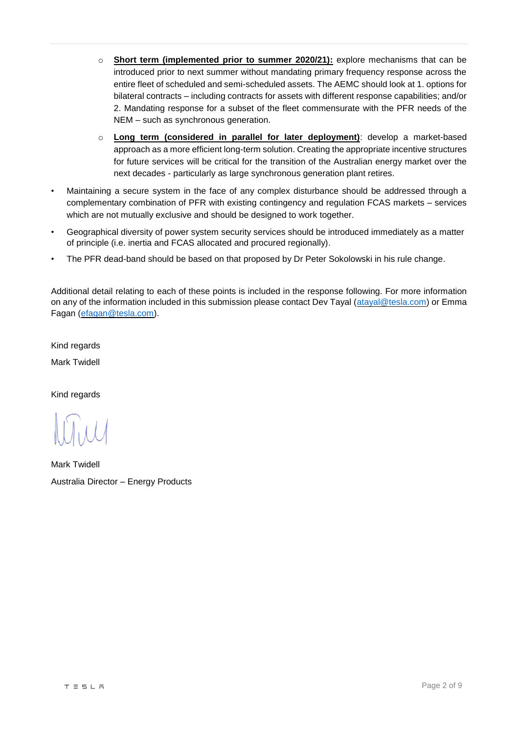- **Short term (implemented prior to summer 2020/21):** explore mechanisms that can be introduced prior to next summer without mandating primary frequency response across the entire fleet of scheduled and semi-scheduled assets. The AEMC should look at 1. options for bilateral contracts – including contracts for assets with different response capabilities; and/or 2. Mandating response for a subset of the fleet commensurate with the PFR needs of the NEM – such as synchronous generation.
  - **Long term (considered in parallel for later deployment)**: develop a market-based approach as a more efficient long-term solution. Creating the appropriate incentive structures for future services will be critical for the transition of the Australian energy market over the next decades - particularly as large synchronous generation plant retires.
- Maintaining a secure system in the face of any complex disturbance should be addressed through a complementary combination of PFR with existing contingency and regulation FCAS markets – services which are not mutually exclusive and should be designed to work together.
- Geographical diversity of power system security services should be introduced immediately as a matter of principle (i.e. inertia and FCAS allocated and procured regionally).
- The PFR dead-band should be based on that proposed by Dr Peter Sokolowski in his rule change.

Additional detail relating to each of these points is included in the response following. For more information on any of the information included in this submission please contact Dev Tayal (atayal@tesla.com) or Emma Fagan (efagan@tesla.com).

Kind regards

Mark Twidell

Kind regards

Mark Twidell

Australia Director – Energy Products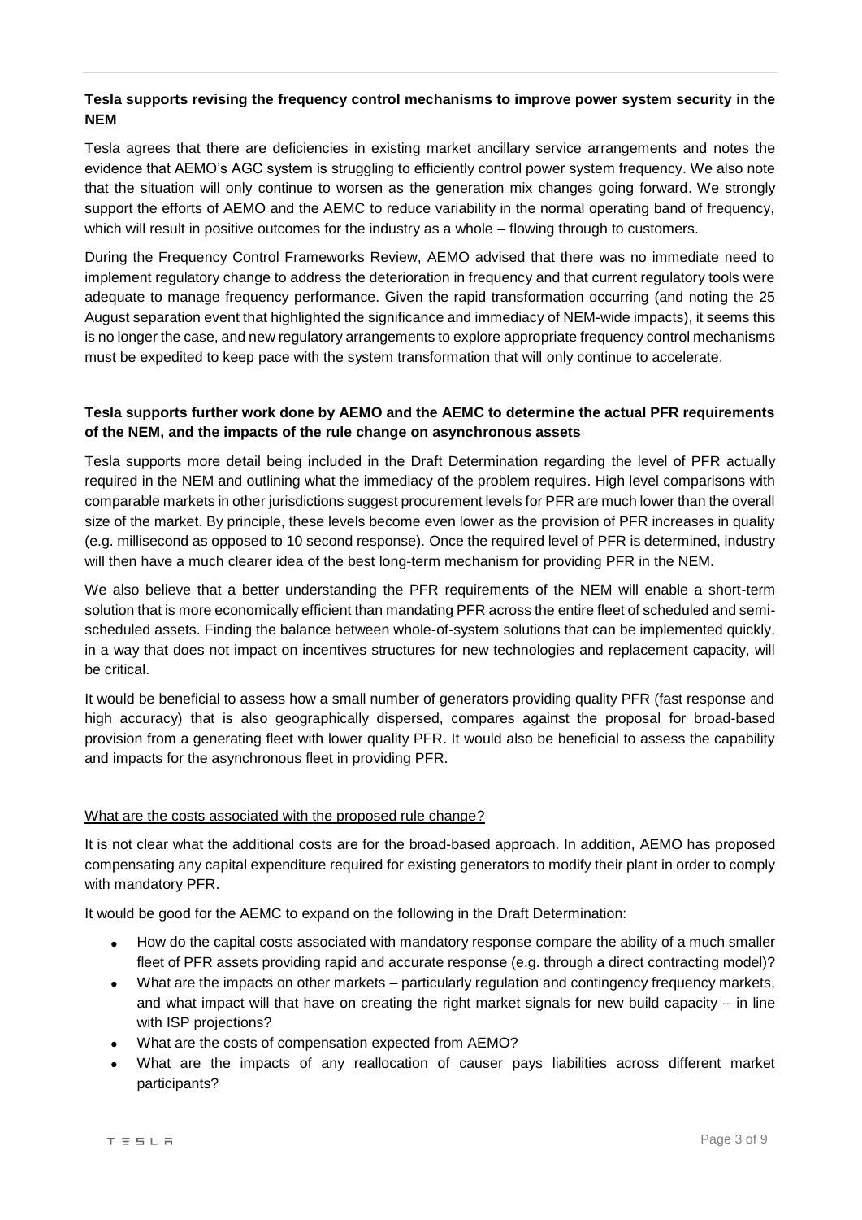**Tesla supports revising the frequency control mechanisms to improve power system security in the NEM**

Tesla agrees that there are deficiencies in existing market ancillary service arrangements and notes the evidence that AEMO's AGC system is struggling to efficiently control power system frequency. We also note that the situation will only continue to worsen as the generation mix changes going forward. We strongly support the efforts of AEMO and the AEMC to reduce variability in the normal operating band of frequency, which will result in positive outcomes for the industry as a whole – flowing through to customers.

During the Frequency Control Frameworks Review, AEMO advised that there was no immediate need to implement regulatory change to address the deterioration in frequency and that current regulatory tools were adequate to manage frequency performance. Given the rapid transformation occurring (and noting the 25 August separation event that highlighted the significance and immediacy of NEM-wide impacts), it seems this is no longer the case, and new regulatory arrangements to explore appropriate frequency control mechanisms must be expedited to keep pace with the system transformation that will only continue to accelerate.

**Tesla supports further work done by AEMO and the AEMC to determine the actual PFR requirements of the NEM, and the impacts of the rule change on asynchronous assets**

Tesla supports more detail being included in the Draft Determination regarding the level of PFR actually required in the NEM and outlining what the immediacy of the problem requires. High level comparisons with comparable markets in other jurisdictions suggest procurement levels for PFR are much lower than the overall size of the market. By principle, these levels become even lower as the provision of PFR increases in quality (e.g. millisecond as opposed to 10 second response). Once the required level of PFR is determined, industry will then have a much clearer idea of the best long-term mechanism for providing PFR in the NEM.

We also believe that a better understanding the PFR requirements of the NEM will enable a short-term solution that is more economically efficient than mandating PFR across the entire fleet of scheduled and semi-scheduled assets. Finding the balance between whole-of-system solutions that can be implemented quickly, in a way that does not impact on incentives structures for new technologies and replacement capacity, will be critical.

It would be beneficial to assess how a small number of generators providing quality PFR (fast response and high accuracy) that is also geographically dispersed, compares against the proposal for broad-based provision from a generating fleet with lower quality PFR. It would also be beneficial to assess the capability and impacts for the asynchronous fleet in providing PFR.

<u>What are the costs associated with the proposed rule change?</u>

It is not clear what the additional costs are for the broad-based approach. In addition, AEMO has proposed compensating any capital expenditure required for existing generators to modify their plant in order to comply with mandatory PFR.

It would be good for the AEMC to expand on the following in the Draft Determination:

- How do the capital costs associated with mandatory response compare the ability of a much smaller fleet of PFR assets providing rapid and accurate response (e.g. through a direct contracting model)?
- What are the impacts on other markets – particularly regulation and contingency frequency markets, and what impact will that have on creating the right market signals for new build capacity – in line with ISP projections?
- What are the costs of compensation expected from AEMO?
- What are the impacts of any reallocation of causer pays liabilities across different market participants?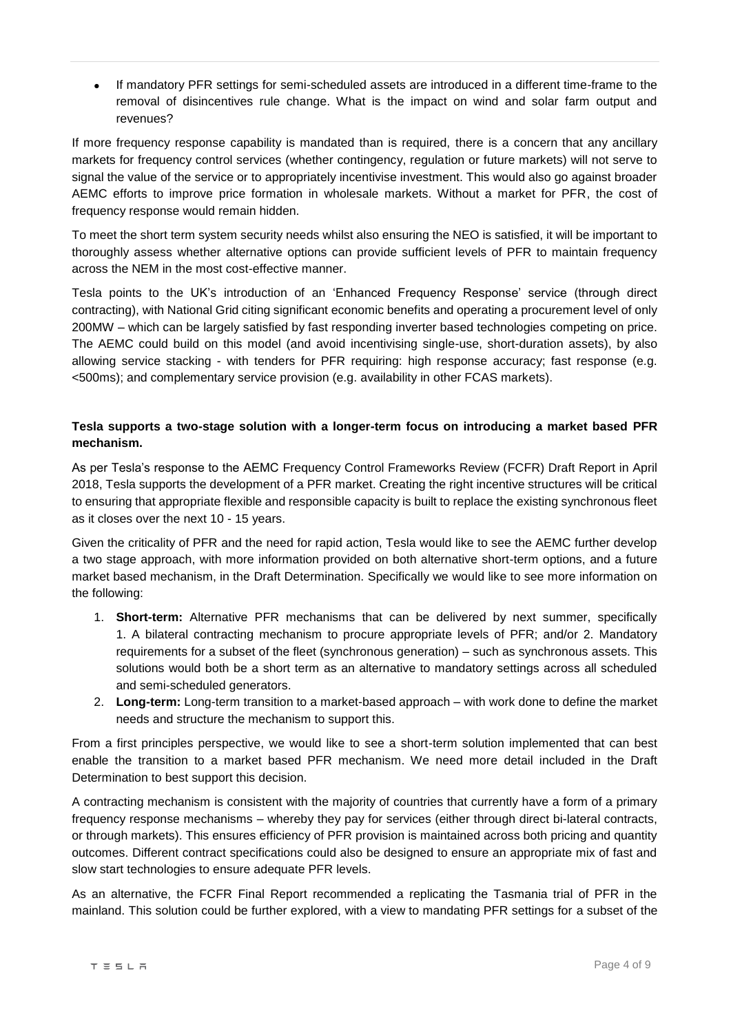- If mandatory PFR settings for semi-scheduled assets are introduced in a different time-frame to the removal of disincentives rule change. What is the impact on wind and solar farm output and revenues?

If more frequency response capability is mandated than is required, there is a concern that any ancillary markets for frequency control services (whether contingency, regulation or future markets) will not serve to signal the value of the service or to appropriately incentivise investment. This would also go against broader AEMC efforts to improve price formation in wholesale markets. Without a market for PFR, the cost of frequency response would remain hidden.

To meet the short term system security needs whilst also ensuring the NEO is satisfied, it will be important to thoroughly assess whether alternative options can provide sufficient levels of PFR to maintain frequency across the NEM in the most cost-effective manner.

Tesla points to the UK's introduction of an 'Enhanced Frequency Response' service (through direct contracting), with National Grid citing significant economic benefits and operating a procurement level of only 200MW – which can be largely satisfied by fast responding inverter based technologies competing on price. The AEMC could build on this model (and avoid incentivising single-use, short-duration assets), by also allowing service stacking - with tenders for PFR requiring: high response accuracy; fast response (e.g. <500ms); and complementary service provision (e.g. availability in other FCAS markets).

**Tesla supports a two-stage solution with a longer-term focus on introducing a market based PFR mechanism.**

As per Tesla's response to the AEMC Frequency Control Frameworks Review (FCFR) Draft Report in April 2018, Tesla supports the development of a PFR market. Creating the right incentive structures will be critical to ensuring that appropriate flexible and responsible capacity is built to replace the existing synchronous fleet as it closes over the next 10 - 15 years.

Given the criticality of PFR and the need for rapid action, Tesla would like to see the AEMC further develop a two stage approach, with more information provided on both alternative short-term options, and a future market based mechanism, in the Draft Determination. Specifically we would like to see more information on the following:

1. **Short-term:** Alternative PFR mechanisms that can be delivered by next summer, specifically 1. A bilateral contracting mechanism to procure appropriate levels of PFR; and/or 2. Mandatory requirements for a subset of the fleet (synchronous generation) – such as synchronous assets. This solutions would both be a short term as an alternative to mandatory settings across all scheduled and semi-scheduled generators.
2. **Long-term:** Long-term transition to a market-based approach – with work done to define the market needs and structure the mechanism to support this.

From a first principles perspective, we would like to see a short-term solution implemented that can best enable the transition to a market based PFR mechanism. We need more detail included in the Draft Determination to best support this decision.

A contracting mechanism is consistent with the majority of countries that currently have a form of a primary frequency response mechanisms – whereby they pay for services (either through direct bi-lateral contracts, or through markets). This ensures efficiency of PFR provision is maintained across both pricing and quantity outcomes. Different contract specifications could also be designed to ensure an appropriate mix of fast and slow start technologies to ensure adequate PFR levels.

As an alternative, the FCFR Final Report recommended a replicating the Tasmania trial of PFR in the mainland. This solution could be further explored, with a view to mandating PFR settings for a subset of the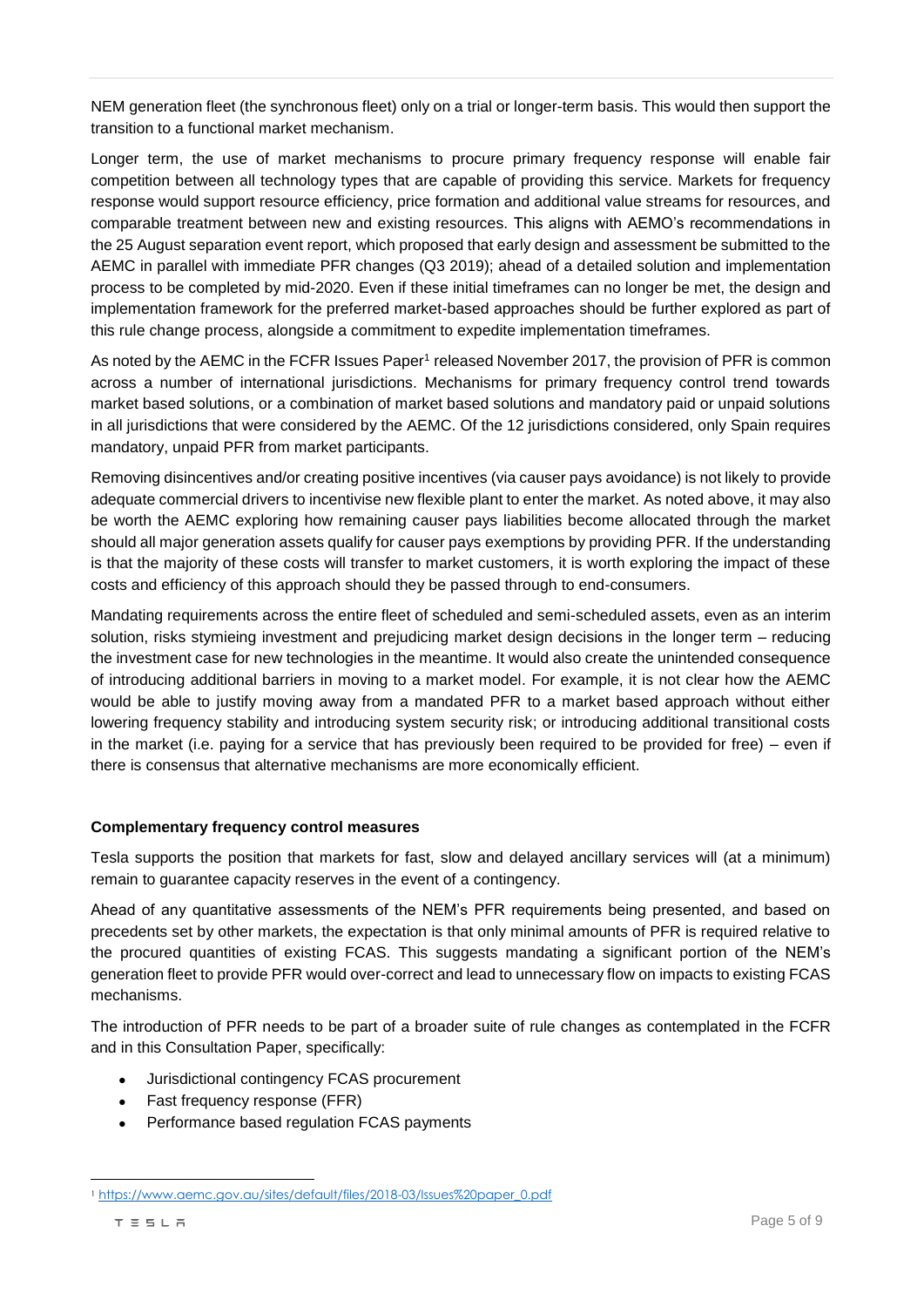NEM generation fleet (the synchronous fleet) only on a trial or longer-term basis. This would then support the transition to a functional market mechanism.

Longer term, the use of market mechanisms to procure primary frequency response will enable fair competition between all technology types that are capable of providing this service. Markets for frequency response would support resource efficiency, price formation and additional value streams for resources, and comparable treatment between new and existing resources. This aligns with AEMO's recommendations in the 25 August separation event report, which proposed that early design and assessment be submitted to the AEMC in parallel with immediate PFR changes (Q3 2019); ahead of a detailed solution and implementation process to be completed by mid-2020. Even if these initial timeframes can no longer be met, the design and implementation framework for the preferred market-based approaches should be further explored as part of this rule change process, alongside a commitment to expedite implementation timeframes.

As noted by the AEMC in the FCFR Issues Paper[1] released November 2017, the provision of PFR is common across a number of international jurisdictions. Mechanisms for primary frequency control trend towards market based solutions, or a combination of market based solutions and mandatory paid or unpaid solutions in all jurisdictions that were considered by the AEMC. Of the 12 jurisdictions considered, only Spain requires mandatory, unpaid PFR from market participants.

Removing disincentives and/or creating positive incentives (via causer pays avoidance) is not likely to provide adequate commercial drivers to incentivise new flexible plant to enter the market. As noted above, it may also be worth the AEMC exploring how remaining causer pays liabilities become allocated through the market should all major generation assets qualify for causer pays exemptions by providing PFR. If the understanding is that the majority of these costs will transfer to market customers, it is worth exploring the impact of these costs and efficiency of this approach should they be passed through to end-consumers.

Mandating requirements across the entire fleet of scheduled and semi-scheduled assets, even as an interim solution, risks stymieing investment and prejudicing market design decisions in the longer term – reducing the investment case for new technologies in the meantime. It would also create the unintended consequence of introducing additional barriers in moving to a market model. For example, it is not clear how the AEMC would be able to justify moving away from a mandated PFR to a market based approach without either lowering frequency stability and introducing system security risk; or introducing additional transitional costs in the market (i.e. paying for a service that has previously been required to be provided for free) – even if there is consensus that alternative mechanisms are more economically efficient.

**Complementary frequency control measures**

Tesla supports the position that markets for fast, slow and delayed ancillary services will (at a minimum) remain to guarantee capacity reserves in the event of a contingency.

Ahead of any quantitative assessments of the NEM's PFR requirements being presented, and based on precedents set by other markets, the expectation is that only minimal amounts of PFR is required relative to the procured quantities of existing FCAS. This suggests mandating a significant portion of the NEM's generation fleet to provide PFR would over-correct and lead to unnecessary flow on impacts to existing FCAS mechanisms.

The introduction of PFR needs to be part of a broader suite of rule changes as contemplated in the FCFR and in this Consultation Paper, specifically:

- Jurisdictional contingency FCAS procurement
- Fast frequency response (FFR)
- Performance based regulation FCAS payments

[1] https://www.aemc.gov.au/sites/default/files/2018-03/Issues%20paper_0.pdf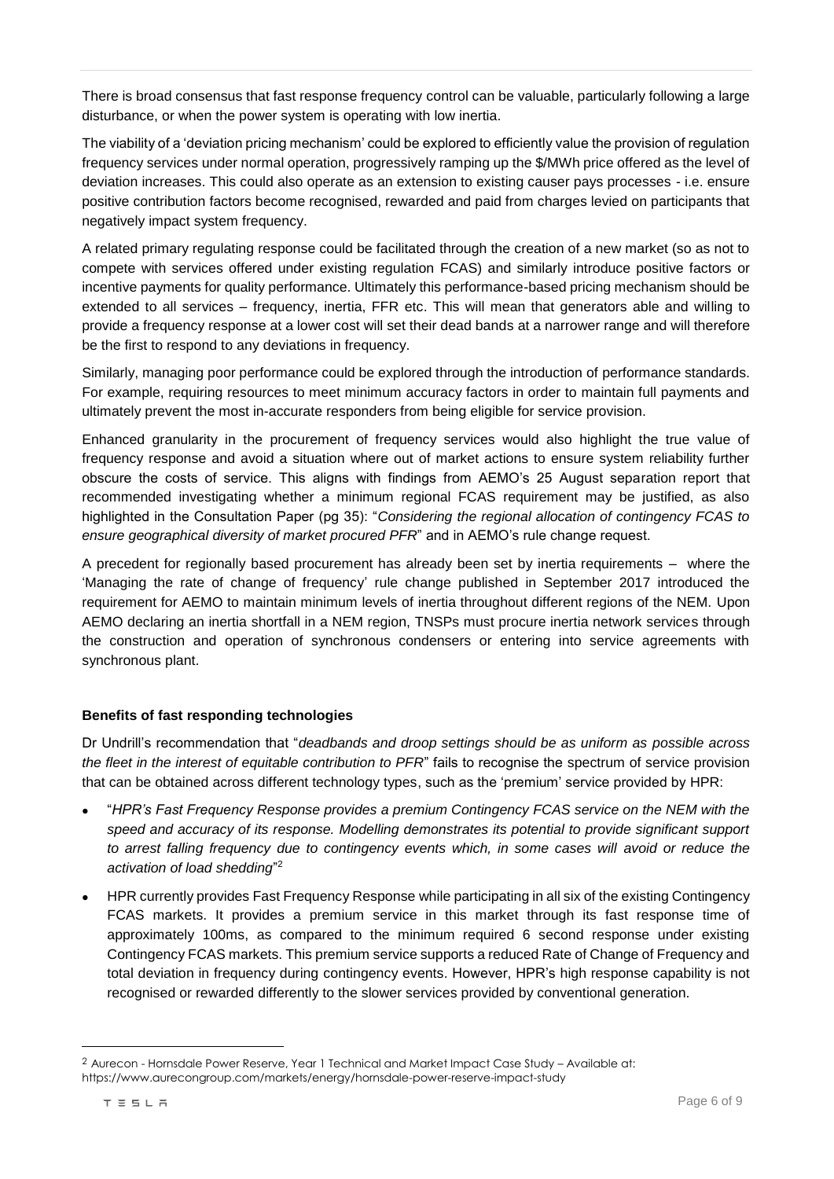There is broad consensus that fast response frequency control can be valuable, particularly following a large disturbance, or when the power system is operating with low inertia.

The viability of a 'deviation pricing mechanism' could be explored to efficiently value the provision of regulation frequency services under normal operation, progressively ramping up the $/MWh price offered as the level of deviation increases. This could also operate as an extension to existing causer pays processes - i.e. ensure positive contribution factors become recognised, rewarded and paid from charges levied on participants that negatively impact system frequency.

A related primary regulating response could be facilitated through the creation of a new market (so as not to compete with services offered under existing regulation FCAS) and similarly introduce positive factors or incentive payments for quality performance. Ultimately this performance-based pricing mechanism should be extended to all services – frequency, inertia, FFR etc. This will mean that generators able and willing to provide a frequency response at a lower cost will set their dead bands at a narrower range and will therefore be the first to respond to any deviations in frequency.

Similarly, managing poor performance could be explored through the introduction of performance standards. For example, requiring resources to meet minimum accuracy factors in order to maintain full payments and ultimately prevent the most in-accurate responders from being eligible for service provision.

Enhanced granularity in the procurement of frequency services would also highlight the true value of frequency response and avoid a situation where out of market actions to ensure system reliability further obscure the costs of service. This aligns with findings from AEMO's 25 August separation report that recommended investigating whether a minimum regional FCAS requirement may be justified, as also highlighted in the Consultation Paper (pg 35): "*Considering the regional allocation of contingency FCAS to ensure geographical diversity of market procured PFR*" and in AEMO's rule change request.

A precedent for regionally based procurement has already been set by inertia requirements – where the 'Managing the rate of change of frequency' rule change published in September 2017 introduced the requirement for AEMO to maintain minimum levels of inertia throughout different regions of the NEM. Upon AEMO declaring an inertia shortfall in a NEM region, TNSPs must procure inertia network services through the construction and operation of synchronous condensers or entering into service agreements with synchronous plant.

**Benefits of fast responding technologies**

Dr Undrill's recommendation that "*deadbands and droop settings should be as uniform as possible across the fleet in the interest of equitable contribution to PFR*" fails to recognise the spectrum of service provision that can be obtained across different technology types, such as the 'premium' service provided by HPR:

- "*HPR's Fast Frequency Response provides a premium Contingency FCAS service on the NEM with the speed and accuracy of its response. Modelling demonstrates its potential to provide significant support to arrest falling frequency due to contingency events which, in some cases will avoid or reduce the activation of load shedding*"[2]
- HPR currently provides Fast Frequency Response while participating in all six of the existing Contingency FCAS markets. It provides a premium service in this market through its fast response time of approximately 100ms, as compared to the minimum required 6 second response under existing Contingency FCAS markets. This premium service supports a reduced Rate of Change of Frequency and total deviation in frequency during contingency events. However, HPR's high response capability is not recognised or rewarded differently to the slower services provided by conventional generation.

---

[2] Aurecon - Hornsdale Power Reserve, Year 1 Technical and Market Impact Case Study – Available at: https://www.aurecongroup.com/markets/energy/hornsdale-power-reserve-impact-study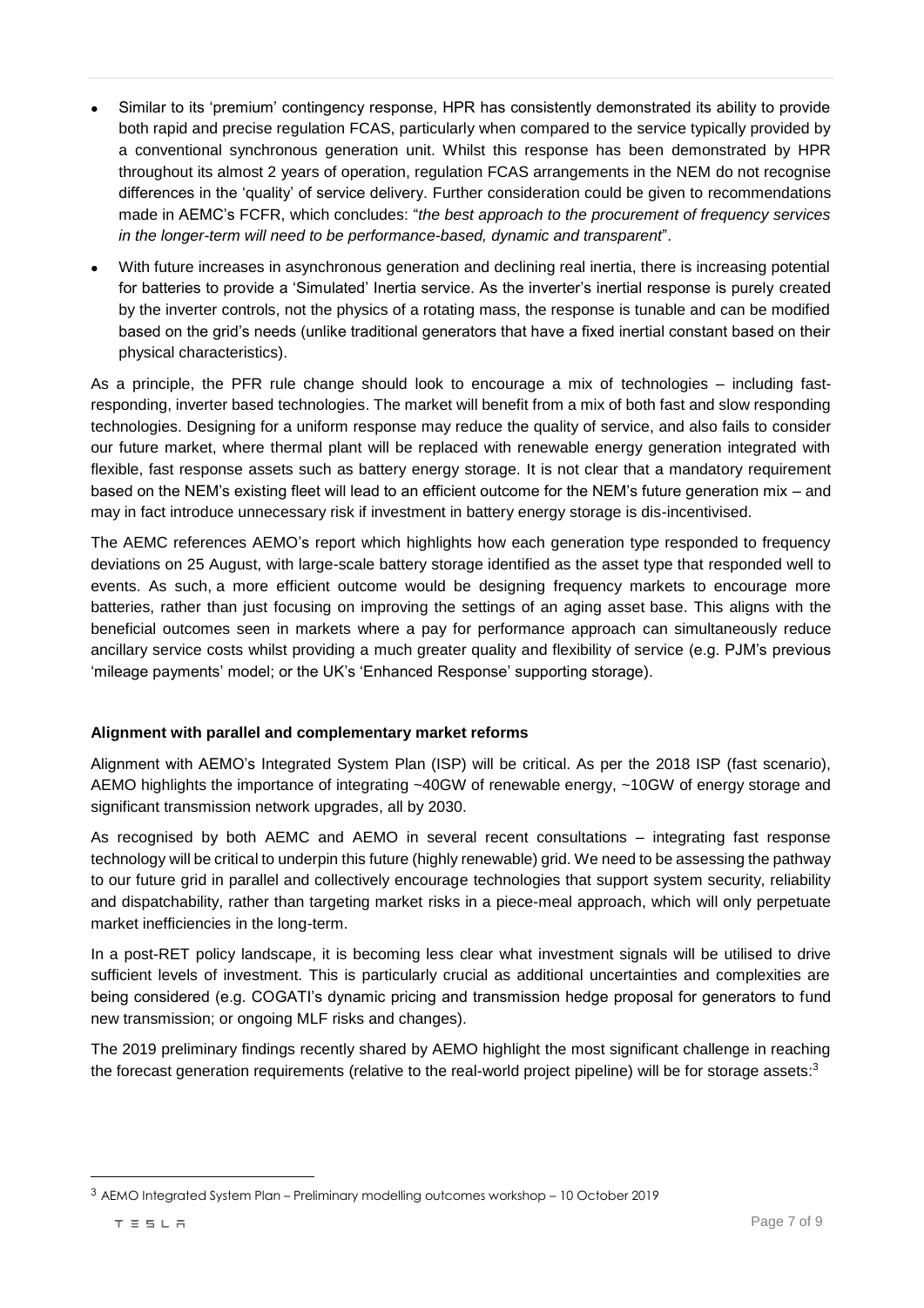- Similar to its 'premium' contingency response, HPR has consistently demonstrated its ability to provide both rapid and precise regulation FCAS, particularly when compared to the service typically provided by a conventional synchronous generation unit. Whilst this response has been demonstrated by HPR throughout its almost 2 years of operation, regulation FCAS arrangements in the NEM do not recognise differences in the 'quality' of service delivery. Further consideration could be given to recommendations made in AEMC's FCFR, which concludes: "*the best approach to the procurement of frequency services in the longer-term will need to be performance-based, dynamic and transparent*".
- With future increases in asynchronous generation and declining real inertia, there is increasing potential for batteries to provide a 'Simulated' Inertia service. As the inverter's inertial response is purely created by the inverter controls, not the physics of a rotating mass, the response is tunable and can be modified based on the grid's needs (unlike traditional generators that have a fixed inertial constant based on their physical characteristics).

As a principle, the PFR rule change should look to encourage a mix of technologies – including fast-responding, inverter based technologies. The market will benefit from a mix of both fast and slow responding technologies. Designing for a uniform response may reduce the quality of service, and also fails to consider our future market, where thermal plant will be replaced with renewable energy generation integrated with flexible, fast response assets such as battery energy storage. It is not clear that a mandatory requirement based on the NEM's existing fleet will lead to an efficient outcome for the NEM's future generation mix – and may in fact introduce unnecessary risk if investment in battery energy storage is dis-incentivised.

The AEMC references AEMO's report which highlights how each generation type responded to frequency deviations on 25 August, with large-scale battery storage identified as the asset type that responded well to events. As such, a more efficient outcome would be designing frequency markets to encourage more batteries, rather than just focusing on improving the settings of an aging asset base. This aligns with the beneficial outcomes seen in markets where a pay for performance approach can simultaneously reduce ancillary service costs whilst providing a much greater quality and flexibility of service (e.g. PJM's previous 'mileage payments' model; or the UK's 'Enhanced Response' supporting storage).

**Alignment with parallel and complementary market reforms**

Alignment with AEMO's Integrated System Plan (ISP) will be critical. As per the 2018 ISP (fast scenario), AEMO highlights the importance of integrating ~40GW of renewable energy, ~10GW of energy storage and significant transmission network upgrades, all by 2030.

As recognised by both AEMC and AEMO in several recent consultations – integrating fast response technology will be critical to underpin this future (highly renewable) grid. We need to be assessing the pathway to our future grid in parallel and collectively encourage technologies that support system security, reliability and dispatchability, rather than targeting market risks in a piece-meal approach, which will only perpetuate market inefficiencies in the long-term.

In a post-RET policy landscape, it is becoming less clear what investment signals will be utilised to drive sufficient levels of investment. This is particularly crucial as additional uncertainties and complexities are being considered (e.g. COGATI's dynamic pricing and transmission hedge proposal for generators to fund new transmission; or ongoing MLF risks and changes).

The 2019 preliminary findings recently shared by AEMO highlight the most significant challenge in reaching the forecast generation requirements (relative to the real-world project pipeline) will be for storage assets:[3]

[3] AEMO Integrated System Plan – Preliminary modelling outcomes workshop – 10 October 2019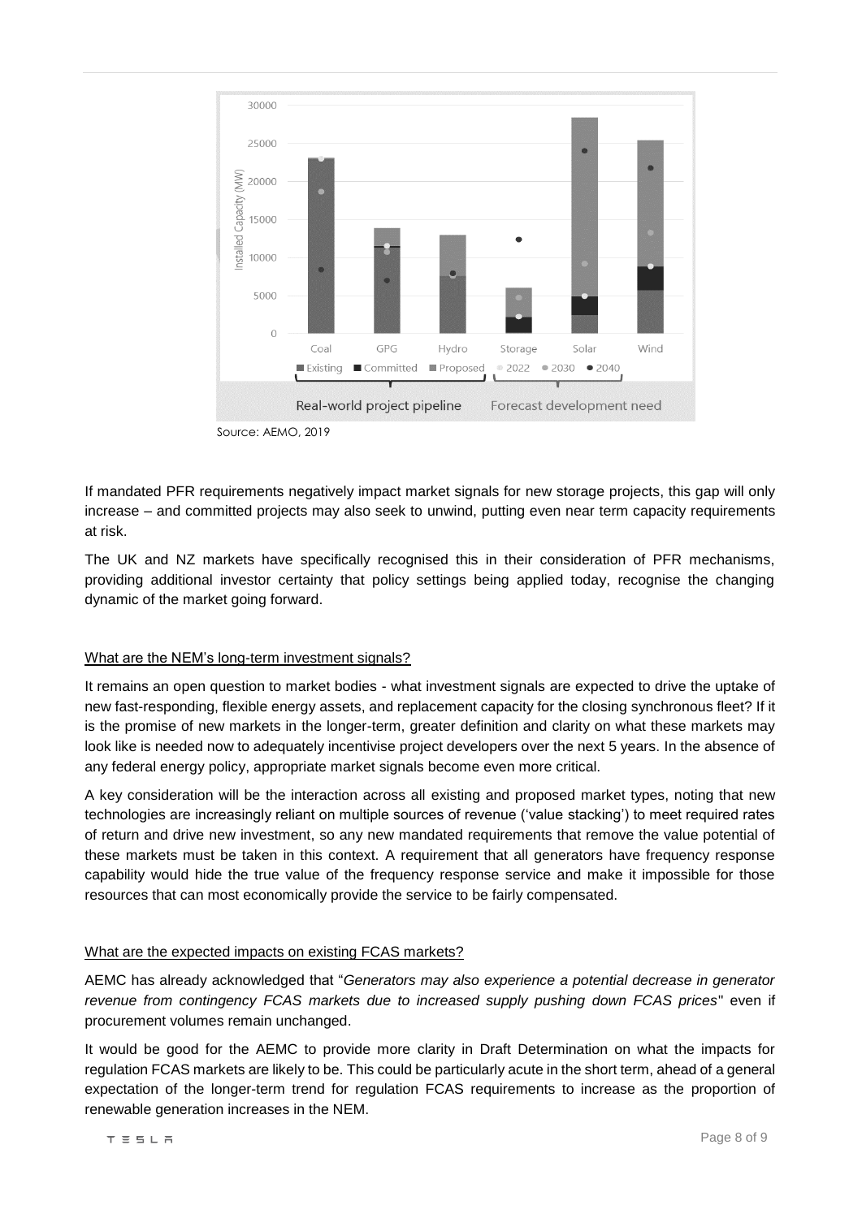Source: AEMO, 2019

If mandated PFR requirements negatively impact market signals for new storage projects, this gap will only increase – and committed projects may also seek to unwind, putting even near term capacity requirements at risk.

The UK and NZ markets have specifically recognised this in their consideration of PFR mechanisms, providing additional investor certainty that policy settings being applied today, recognise the changing dynamic of the market going forward.

## What are the NEM's long-term investment signals?

It remains an open question to market bodies - what investment signals are expected to drive the uptake of new fast-responding, flexible energy assets, and replacement capacity for the closing synchronous fleet? If it is the promise of new markets in the longer-term, greater definition and clarity on what these markets may look like is needed now to adequately incentivise project developers over the next 5 years. In the absence of any federal energy policy, appropriate market signals become even more critical.

A key consideration will be the interaction across all existing and proposed market types, noting that new technologies are increasingly reliant on multiple sources of revenue ('value stacking') to meet required rates of return and drive new investment, so any new mandated requirements that remove the value potential of these markets must be taken in this context. A requirement that all generators have frequency response capability would hide the true value of the frequency response service and make it impossible for those resources that can most economically provide the service to be fairly compensated.

## What are the expected impacts on existing FCAS markets?

AEMC has already acknowledged that "*Generators may also experience a potential decrease in generator revenue from contingency FCAS markets due to increased supply pushing down FCAS prices*" even if procurement volumes remain unchanged.

It would be good for the AEMC to provide more clarity in Draft Determination on what the impacts for regulation FCAS markets are likely to be. This could be particularly acute in the short term, ahead of a general expectation of the longer-term trend for regulation FCAS requirements to increase as the proportion of renewable generation increases in the NEM.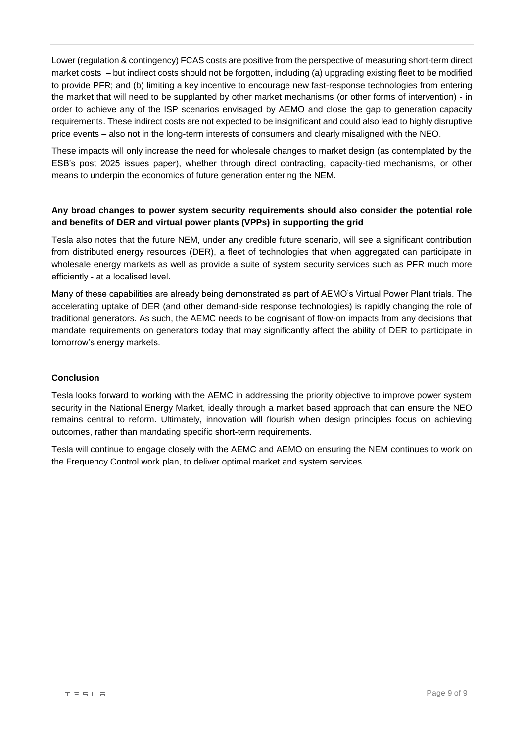Lower (regulation & contingency) FCAS costs are positive from the perspective of measuring short-term direct market costs – but indirect costs should not be forgotten, including (a) upgrading existing fleet to be modified to provide PFR; and (b) limiting a key incentive to encourage new fast-response technologies from entering the market that will need to be supplanted by other market mechanisms (or other forms of intervention) - in order to achieve any of the ISP scenarios envisaged by AEMO and close the gap to generation capacity requirements. These indirect costs are not expected to be insignificant and could also lead to highly disruptive price events – also not in the long-term interests of consumers and clearly misaligned with the NEO.

These impacts will only increase the need for wholesale changes to market design (as contemplated by the ESB's post 2025 issues paper), whether through direct contracting, capacity-tied mechanisms, or other means to underpin the economics of future generation entering the NEM.

**Any broad changes to power system security requirements should also consider the potential role and benefits of DER and virtual power plants (VPPs) in supporting the grid**

Tesla also notes that the future NEM, under any credible future scenario, will see a significant contribution from distributed energy resources (DER), a fleet of technologies that when aggregated can participate in wholesale energy markets as well as provide a suite of system security services such as PFR much more efficiently - at a localised level.

Many of these capabilities are already being demonstrated as part of AEMO's Virtual Power Plant trials. The accelerating uptake of DER (and other demand-side response technologies) is rapidly changing the role of traditional generators. As such, the AEMC needs to be cognisant of flow-on impacts from any decisions that mandate requirements on generators today that may significantly affect the ability of DER to participate in tomorrow's energy markets.

**Conclusion**

Tesla looks forward to working with the AEMC in addressing the priority objective to improve power system security in the National Energy Market, ideally through a market based approach that can ensure the NEO remains central to reform. Ultimately, innovation will flourish when design principles focus on achieving outcomes, rather than mandating specific short-term requirements.

Tesla will continue to engage closely with the AEMC and AEMO on ensuring the NEM continues to work on the Frequency Control work plan, to deliver optimal market and system services.